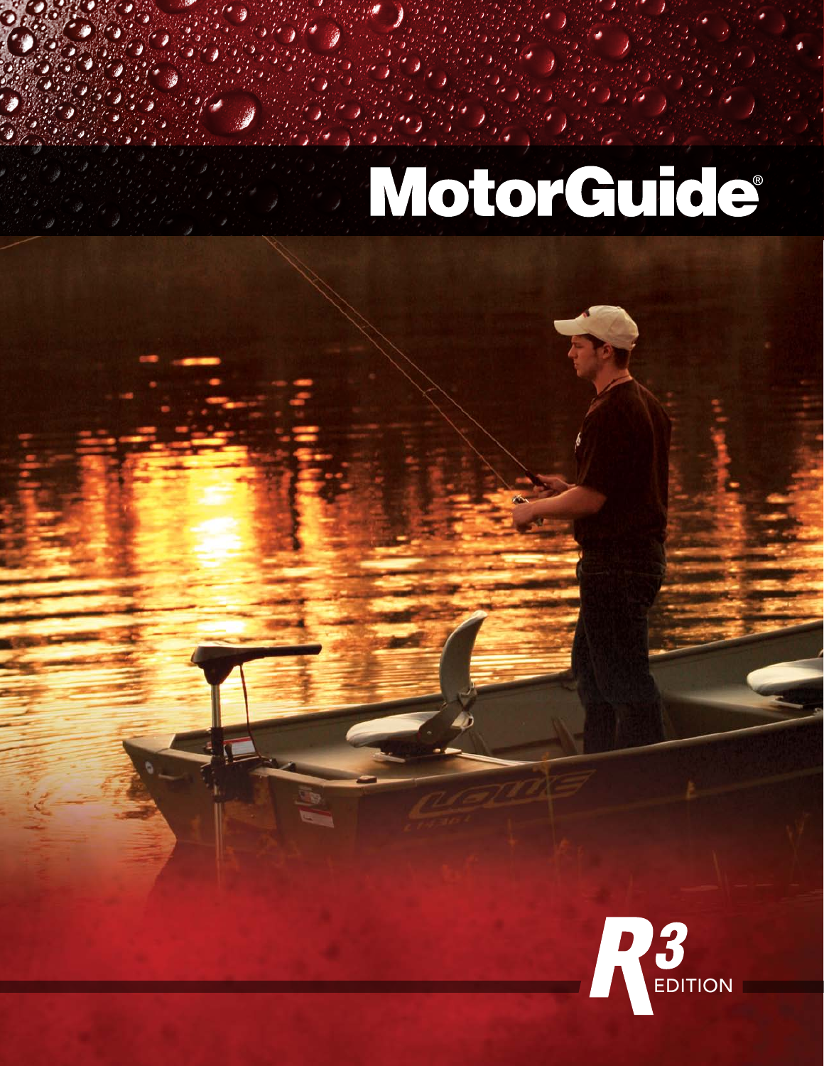# MotorGuide®

R3 EDITION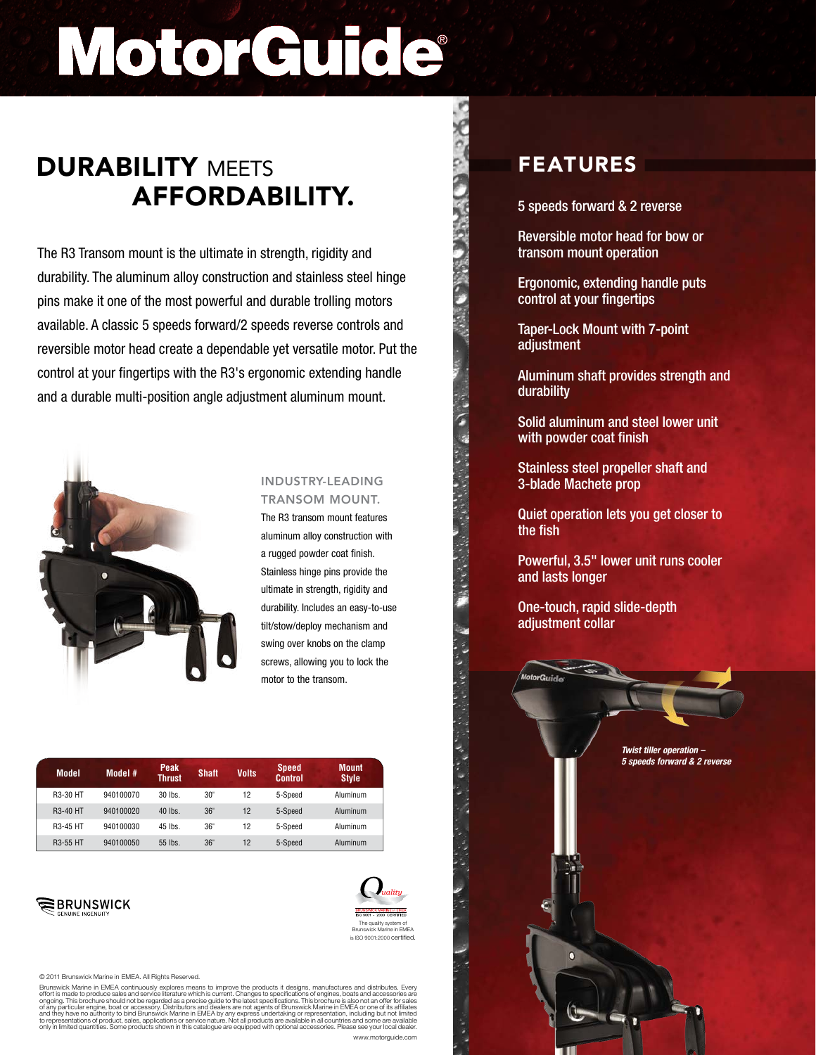# MotorGuide®

## DURABILITY MEETS AFFORDABILITY.

The R3 Transom mount is the ultimate in strength, rigidity and durability. The aluminum alloy construction and stainless steel hinge pins make it one of the most powerful and durable trolling motors available. A classic 5 speeds forward/2 speeds reverse controls and reversible motor head create a dependable yet versatile motor. Put the control at your fingertips with the R3's ergonomic extending handle and a durable multi-position angle adjustment aluminum mount.

### INDUSTRY-LEADING TRANSOM MOUNT.

The R3 transom mount features aluminum alloy construction with a rugged powder coat finish. Stainless hinge pins provide the ultimate in strength, rigidity and durability. Includes an easy-to-use tilt/stow/deploy mechanism and swing over knobs on the clamp screws, allowing you to lock the motor to the transom.

| Model | Model # | Peak Thrust | Shaft | Volts | Speed Control | Mount Style |
|---|---|---|---|---|---|---|
| R3-30 HT | 940100070 | 30 lbs. | 30" | 12 | 5-Speed | Aluminum |
| R3-40 HT | 940100020 | 40 lbs. | 36" | 12 | 5-Speed | Aluminum |
| R3-45 HT | 940100030 | 45 lbs. | 36" | 12 | 5-Speed | Aluminum |
| R3-55 HT | 940100050 | 55 lbs. | 36" | 12 | 5-Speed | Aluminum |

BRUNSWICK
GENUINE INGENUITY

Quality
BRUNSWICK MARINE in EMEA
ISO 9001 - 2000 CERTIFIED

The quality system of Brunswick Marine in EMEA is ISO 9001:2000 certified.

© 2011 Brunswick Marine in EMEA. All Rights Reserved.

Brunswick Marine in EMEA continuously explores means to improve the products it designs, manufactures and distributes. Every effort is made to produce sales and service literature which is current. Changes to specifications of engines, boats and accessories are ongoing. This brochure should not be regarded as a precise guide to the latest specifications. This brochure is also not an offer for sales of any particular engine, boat or accessory. Distributors and dealers are not agents of Brunswick Marine in EMEA or one of its affiliates and they have no authority to bind Brunswick Marine in EMEA by any express undertaking or representation, including but not limited to representations of product, sales, applications or service nature. Not all products are available in all countries and some are available only in limited quantities. Some products shown in this catalogue are equipped with optional accessories. Please see your local dealer.

www.motorguide.com

## FEATURES

- 5 speeds forward & 2 reverse
- Reversible motor head for bow or transom mount operation
- Ergonomic, extending handle puts control at your fingertips
- Taper-Lock Mount with 7-point adjustment
- Aluminum shaft provides strength and durability
- Solid aluminum and steel lower unit with powder coat finish
- Stainless steel propeller shaft and 3-blade Machete prop
- Quiet operation lets you get closer to the fish
- Powerful, 3.5" lower unit runs cooler and lasts longer
- One-touch, rapid slide-depth adjustment collar

*Twist tiller operation – 5 speeds forward & 2 reverse*